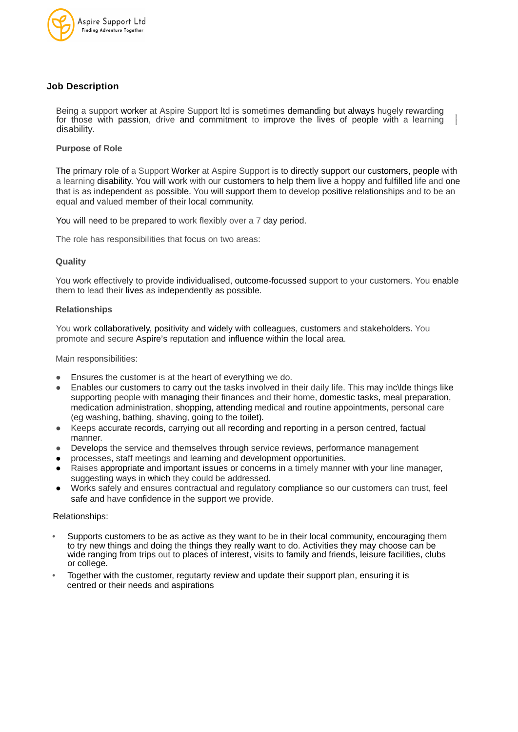Aspire Support Ltd
Finding Adventure Together

**Job Description**

Being a support worker at Aspire Support ltd is sometimes demanding but always hugely rewarding for those with passion, drive and commitment to improve the lives of people with a learning disability.

**Purpose of Role**

The primary role of a Support Worker at Aspire Support is to directly support our customers, people with a learning disability. You will work with our customers to help them live a hoppy and fulfilled life and one that is as independent as possible. You will support them to develop positive relationships and to be an equal and valued member of their local community.

You will need to be prepared to work flexibly over a 7 day period.

The role has responsibilities that focus on two areas:

**Quality**

You work effectively to provide individualised, outcome-focussed support to your customers. You enable them to lead their lives as independently as possible.

**Relationships**

You work collaboratively, positivity and widely with colleagues, customers and stakeholders. You promote and secure Aspire's reputation and influence within the local area.

Main responsibilities:

- Ensures the customer is at the heart of everything we do.
- Enables our customers to carry out the tasks involved in their daily life. This may inc\lde things like supporting people with managing their finances and their home, domestic tasks, meal preparation, medication administration, shopping, attending medical and routine appointments, personal care (eg washing, bathing, shaving, going to the toilet).
- Keeps accurate records, carrying out all recording and reporting in a person centred, factual manner.
- Develops the service and themselves through service reviews, performance management
- processes, staff meetings and learning and development opportunities.
- Raises appropriate and important issues or concerns in a timely manner with your line manager, suggesting ways in which they could be addressed.
- Works safely and ensures contractual and regulatory compliance so our customers can trust, feel safe and have confidence in the support we provide.

Relationships:

- Supports customers to be as active as they want to be in their local community, encouraging them to try new things and doing the things they really want to do. Activities they may choose can be wide ranging from trips out to places of interest, visits to family and friends, leisure facilities, clubs or college.
- Together with the customer, regutarty review and update their support plan, ensuring it is centred or their needs and aspirations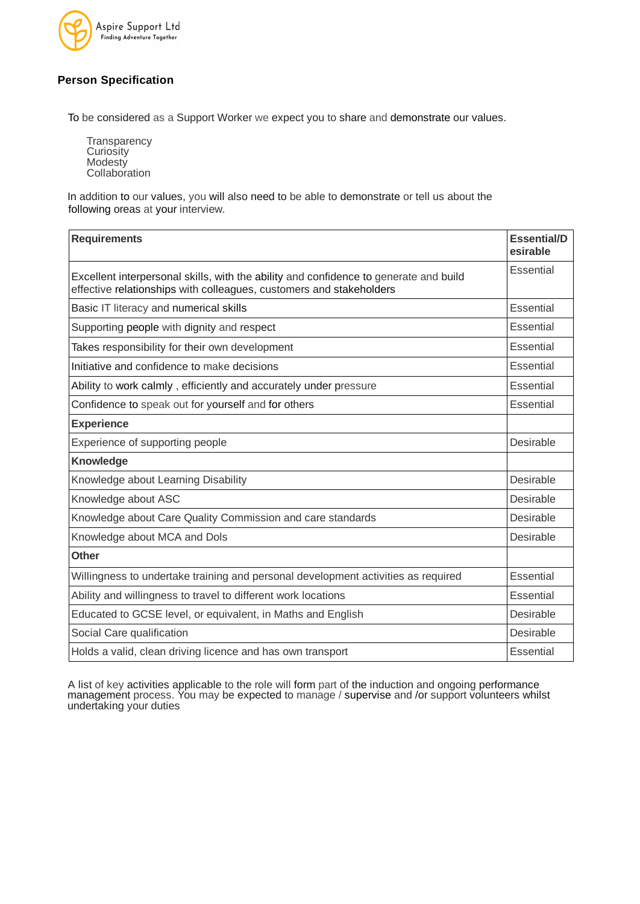Aspire Support Ltd
Finding Adventure Together

## Person Specification

To be considered as a Support Worker we expect you to share and demonstrate our values.

Transparency
Curiosity
Modesty
Collaboration

In addition to our values, you will also need to be able to demonstrate or tell us about the following oreas at your interview.

| **Requirements** | **Essential/Desirable** |
|---|---|
| Excellent interpersonal skills, with the ability and confidence to generate and build effective relationships with colleagues, customers and stakeholders | Essential |
| Basic IT literacy and numerical skills | Essential |
| Supporting people with dignity and respect | Essential |
| Takes responsibility for their own development | Essential |
| Initiative and confidence to make decisions | Essential |
| Ability to work calmly , efficiently and accurately under pressure | Essential |
| Confidence to speak out for yourself and for others | Essential |
| **Experience** | |
| Experience of supporting people | Desirable |
| **Knowledge** | |
| Knowledge about Learning Disability | Desirable |
| Knowledge about ASC | Desirable |
| Knowledge about Care Quality Commission and care standards | Desirable |
| Knowledge about MCA and Dols | Desirable |
| **Other** | |
| Willingness to undertake training and personal development activities as required | Essential |
| Ability and willingness to travel to different work locations | Essential |
| Educated to GCSE level, or equivalent, in Maths and English | Desirable |
| Social Care qualification | Desirable |
| Holds a valid, clean driving licence and has own transport | Essential |

A list of key activities applicable to the role will form part of the induction and ongoing performance management process. You may be expected to manage / supervise and /or support volunteers whilst undertaking your duties